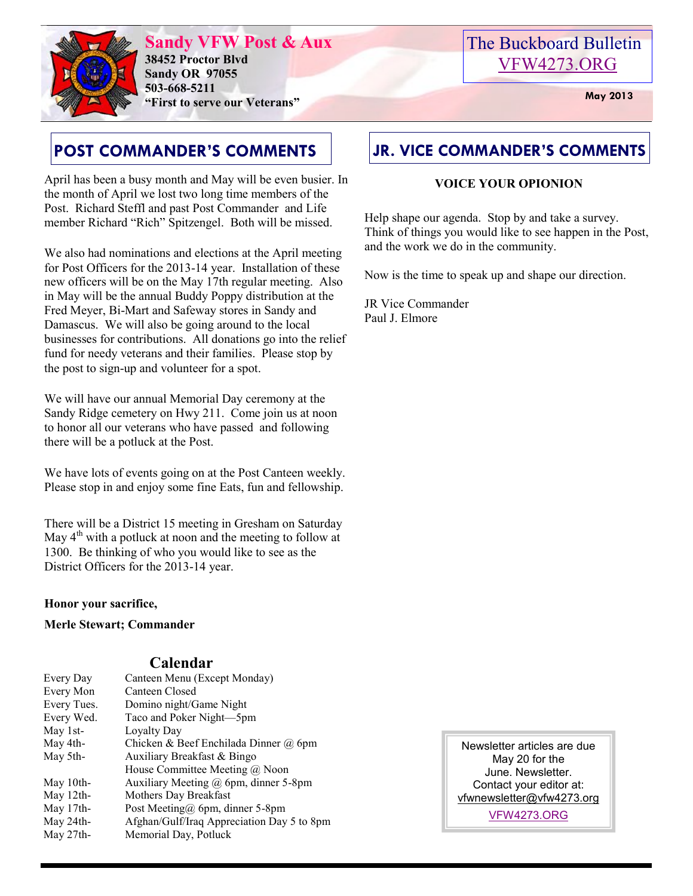# Sandy VFW Post & Aux

**38452 Proctor Blvd**
**Sandy OR 97055**
**503-668-5211**
**"First to serve our Veterans"**

The Buckboard Bulletin
VFW4273.ORG

**May 2013**

## POST COMMANDER'S COMMENTS

April has been a busy month and May will be even busier. In the month of April we lost two long time members of the Post. Richard Steffl and past Post Commander and Life member Richard "Rich" Spitzengel. Both will be missed.

We also had nominations and elections at the April meeting for Post Officers for the 2013-14 year. Installation of these new officers will be on the May 17th regular meeting. Also in May will be the annual Buddy Poppy distribution at the Fred Meyer, Bi-Mart and Safeway stores in Sandy and Damascus. We will also be going around to the local businesses for contributions. All donations go into the relief fund for needy veterans and their families. Please stop by the post to sign-up and volunteer for a spot.

We will have our annual Memorial Day ceremony at the Sandy Ridge cemetery on Hwy 211. Come join us at noon to honor all our veterans who have passed and following there will be a potluck at the Post.

We have lots of events going on at the Post Canteen weekly. Please stop in and enjoy some fine Eats, fun and fellowship.

There will be a District 15 meeting in Gresham on Saturday May 4th with a potluck at noon and the meeting to follow at 1300. Be thinking of who you would like to see as the District Officers for the 2013-14 year.

**Honor your sacrifice,**

**Merle Stewart; Commander**

### Calendar

| | |
|---|---|
| Every Day | Canteen Menu (Except Monday) |
| Every Mon | Canteen Closed |
| Every Tues. | Domino night/Game Night |
| Every Wed. | Taco and Poker Night—5pm |
| May 1st- | Loyalty Day |
| May 4th- | Chicken & Beef Enchilada Dinner @ 6pm |
| May 5th- | Auxiliary Breakfast & Bingo |
| | House Committee Meeting @ Noon |
| May 10th- | Auxiliary Meeting @ 6pm, dinner 5-8pm |
| May 12th- | Mothers Day Breakfast |
| May 17th- | Post Meeting@ 6pm, dinner 5-8pm |
| May 24th- | Afghan/Gulf/Iraq Appreciation Day 5 to 8pm |
| May 27th- | Memorial Day, Potluck |

## JR. VICE COMMANDER'S COMMENTS

**VOICE YOUR OPIONION**

Help shape our agenda. Stop by and take a survey. Think of things you would like to see happen in the Post, and the work we do in the community.

Now is the time to speak up and shape our direction.

JR Vice Commander
Paul J. Elmore

Newsletter articles are due May 20 for the June. Newsletter. Contact your editor at: vfwnewsletter@vfw4273.org

VFW4273.ORG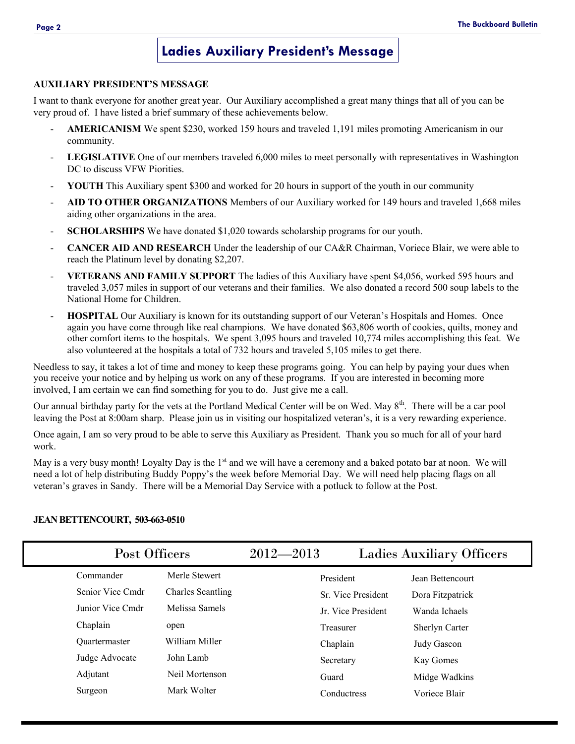# Ladies Auxiliary President's Message

**AUXILIARY PRESIDENT'S MESSAGE**

I want to thank everyone for another great year. Our Auxiliary accomplished a great many things that all of you can be very proud of. I have listed a brief summary of these achievements below.

- **AMERICANISM** We spent $230, worked 159 hours and traveled 1,191 miles promoting Americanism in our community.
- **LEGISLATIVE** One of our members traveled 6,000 miles to meet personally with representatives in Washington DC to discuss VFW Piorities.
- **YOUTH** This Auxiliary spent $300 and worked for 20 hours in support of the youth in our community
- **AID TO OTHER ORGANIZATIONS** Members of our Auxiliary worked for 149 hours and traveled 1,668 miles aiding other organizations in the area.
- **SCHOLARSHIPS** We have donated $1,020 towards scholarship programs for our youth.
- **CANCER AID AND RESEARCH** Under the leadership of our CA&R Chairman, Voriece Blair, we were able to reach the Platinum level by donating $2,207.
- **VETERANS AND FAMILY SUPPORT** The ladies of this Auxiliary have spent $4,056, worked 595 hours and traveled 3,057 miles in support of our veterans and their families. We also donated a record 500 soup labels to the National Home for Children.
- **HOSPITAL** Our Auxiliary is known for its outstanding support of our Veteran's Hospitals and Homes. Once again you have come through like real champions. We have donated $63,806 worth of cookies, quilts, money and other comfort items to the hospitals. We spent 3,095 hours and traveled 10,774 miles accomplishing this feat. We also volunteered at the hospitals a total of 732 hours and traveled 5,105 miles to get there.

Needless to say, it takes a lot of time and money to keep these programs going. You can help by paying your dues when you receive your notice and by helping us work on any of these programs. If you are interested in becoming more involved, I am certain we can find something for you to do. Just give me a call.

Our annual birthday party for the vets at the Portland Medical Center will be on Wed. May 8th. There will be a car pool leaving the Post at 8:00am sharp. Please join us in visiting our hospitalized veteran's, it is a very rewarding experience.

Once again, I am so very proud to be able to serve this Auxiliary as President. Thank you so much for all of your hard work.

May is a very busy month! Loyalty Day is the 1st and we will have a ceremony and a baked potato bar at noon. We will need a lot of help distributing Buddy Poppy's the week before Memorial Day. We will need help placing flags on all veteran's graves in Sandy. There will be a Memorial Day Service with a potluck to follow at the Post.

**JEAN BETTENCOURT, 503-663-0510**

| Post Officers | 2012—2013 | Ladies Auxiliary Officers | |
|---|---|---|---|
| Commander | Merle Stewert | President | Jean Bettencourt |
| Senior Vice Cmdr | Charles Scantling | Sr. Vice President | Dora Fitzpatrick |
| Junior Vice Cmdr | Melissa Samels | Jr. Vice President | Wanda Ichaels |
| Chaplain | open | Treasurer | Sherlyn Carter |
| Quartermaster | William Miller | Chaplain | Judy Gascon |
| Judge Advocate | John Lamb | Secretary | Kay Gomes |
| Adjutant | Neil Mortenson | Guard | Midge Wadkins |
| Surgeon | Mark Wolter | Conductress | Voriece Blair |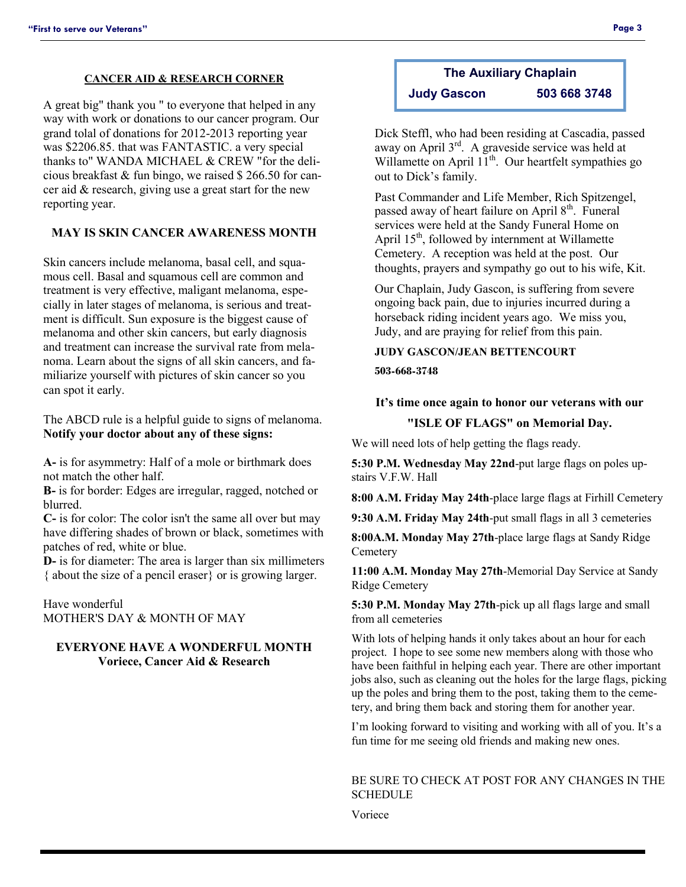## CANCER AID & RESEARCH CORNER

A great big" thank you " to everyone that helped in any way with work or donations to our cancer program. Our grand tolal of donations for 2012-2013 reporting year was $2206.85. that was FANTASTIC. a very special thanks to" WANDA MICHAEL & CREW "for the delicious breakfast & fun bingo, we raised $ 266.50 for cancer aid & research, giving use a great start for the new reporting year.

## MAY IS SKIN CANCER AWARENESS MONTH

Skin cancers include melanoma, basal cell, and squamous cell. Basal and squamous cell are common and treatment is very effective, maligant melanoma, especially in later stages of melanoma, is serious and treatment is difficult. Sun exposure is the biggest cause of melanoma and other skin cancers, but early diagnosis and treatment can increase the survival rate from melanoma. Learn about the signs of all skin cancers, and familiarize yourself with pictures of skin cancer so you can spot it early.

The ABCD rule is a helpful guide to signs of melanoma. **Notify your doctor about any of these signs:**

**A-** is for asymmetry: Half of a mole or birthmark does not match the other half.
**B-** is for border: Edges are irregular, ragged, notched or blurred.
**C-** is for color: The color isn't the same all over but may have differing shades of brown or black, sometimes with patches of red, white or blue.
**D-** is for diameter: The area is larger than six millimeters { about the size of a pencil eraser} or is growing larger.

Have wonderful
MOTHER'S DAY & MONTH OF MAY

**EVERYONE HAVE A WONDERFUL MONTH**
**Voriece, Cancer Aid & Research**

## The Auxiliary Chaplain

**Judy Gascon 503 668 3748**

Dick Steffl, who had been residing at Cascadia, passed away on April 3rd. A graveside service was held at Willamette on April 11th. Our heartfelt sympathies go out to Dick's family.

Past Commander and Life Member, Rich Spitzengel, passed away of heart failure on April 8th. Funeral services were held at the Sandy Funeral Home on April 15th, followed by internment at Willamette Cemetery. A reception was held at the post. Our thoughts, prayers and sympathy go out to his wife, Kit.

Our Chaplain, Judy Gascon, is suffering from severe ongoing back pain, due to injuries incurred during a horseback riding incident years ago. We miss you, Judy, and are praying for relief from this pain.

**JUDY GASCON/JEAN BETTENCOURT**

**503-668-3748**

**It's time once again to honor our veterans with our "ISLE OF FLAGS" on Memorial Day.**

We will need lots of help getting the flags ready.

**5:30 P.M. Wednesday May 22nd**-put large flags on poles upstairs V.F.W. Hall

**8:00 A.M. Friday May 24th**-place large flags at Firhill Cemetery

**9:30 A.M. Friday May 24th**-put small flags in all 3 cemeteries

**8:00A.M. Monday May 27th**-place large flags at Sandy Ridge Cemetery

**11:00 A.M. Monday May 27th**-Memorial Day Service at Sandy Ridge Cemetery

**5:30 P.M. Monday May 27th**-pick up all flags large and small from all cemeteries

With lots of helping hands it only takes about an hour for each project. I hope to see some new members along with those who have been faithful in helping each year. There are other important jobs also, such as cleaning out the holes for the large flags, picking up the poles and bring them to the post, taking them to the cemetery, and bring them back and storing them for another year.

I'm looking forward to visiting and working with all of you. It's a fun time for me seeing old friends and making new ones.

BE SURE TO CHECK AT POST FOR ANY CHANGES IN THE SCHEDULE

Voriece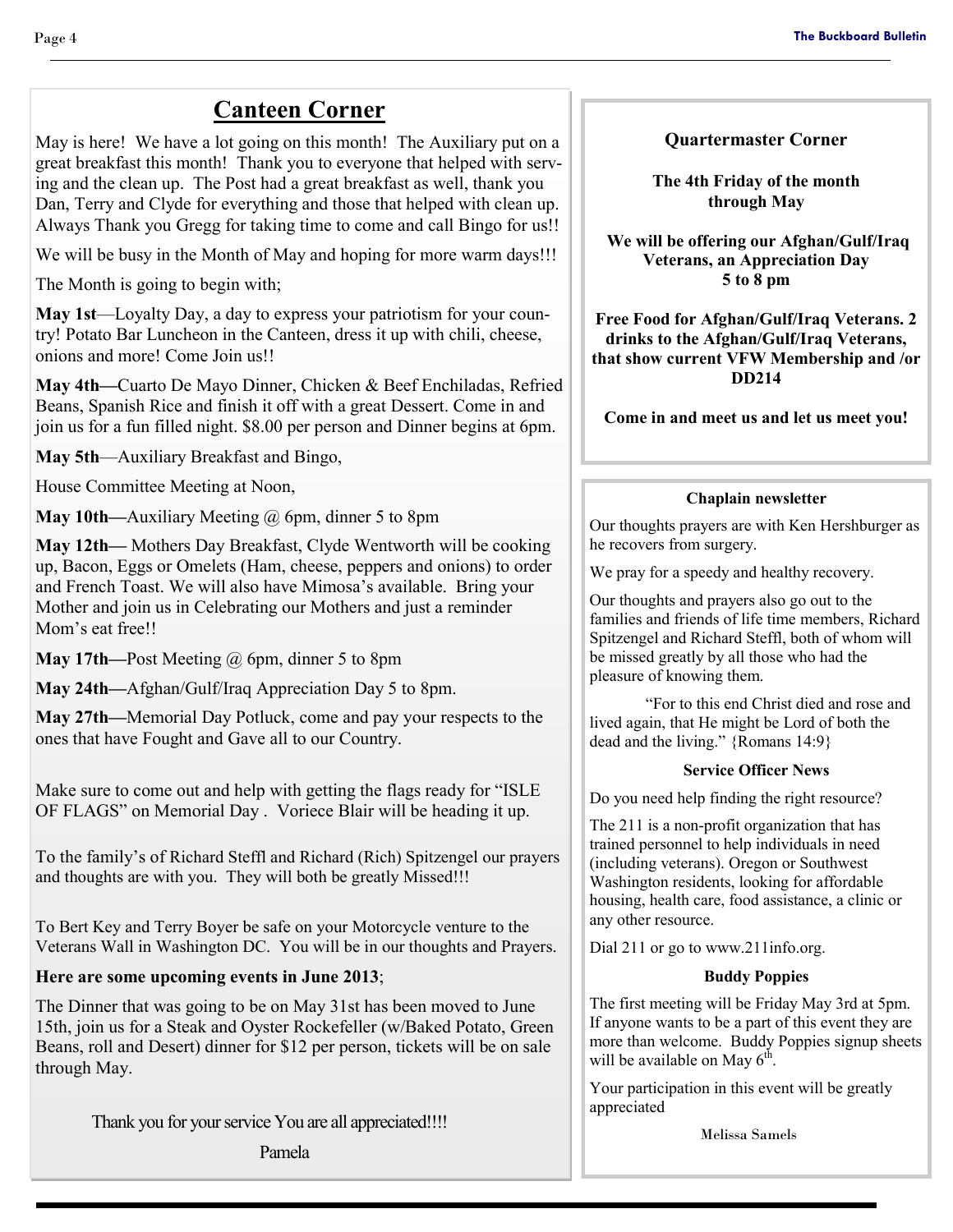## Canteen Corner

May is here! We have a lot going on this month! The Auxiliary put on a great breakfast this month! Thank you to everyone that helped with serving and the clean up. The Post had a great breakfast as well, thank you Dan, Terry and Clyde for everything and those that helped with clean up. Always Thank you Gregg for taking time to come and call Bingo for us!!

We will be busy in the Month of May and hoping for more warm days!!!

The Month is going to begin with;

**May 1st**—Loyalty Day, a day to express your patriotism for your country! Potato Bar Luncheon in the Canteen, dress it up with chili, cheese, onions and more! Come Join us!!

**May 4th—**Cuarto De Mayo Dinner, Chicken & Beef Enchiladas, Refried Beans, Spanish Rice and finish it off with a great Dessert. Come in and join us for a fun filled night. $8.00 per person and Dinner begins at 6pm.

**May 5th**—Auxiliary Breakfast and Bingo,

House Committee Meeting at Noon,

**May 10th—**Auxiliary Meeting @ 6pm, dinner 5 to 8pm

**May 12th—** Mothers Day Breakfast, Clyde Wentworth will be cooking up, Bacon, Eggs or Omelets (Ham, cheese, peppers and onions) to order and French Toast. We will also have Mimosa's available. Bring your Mother and join us in Celebrating our Mothers and just a reminder Mom's eat free!!

**May 17th—**Post Meeting @ 6pm, dinner 5 to 8pm

**May 24th—**Afghan/Gulf/Iraq Appreciation Day 5 to 8pm.

**May 27th—**Memorial Day Potluck, come and pay your respects to the ones that have Fought and Gave all to our Country.

Make sure to come out and help with getting the flags ready for "ISLE OF FLAGS" on Memorial Day . Voriece Blair will be heading it up.

To the family's of Richard Steffl and Richard (Rich) Spitzengel our prayers and thoughts are with you. They will both be greatly Missed!!!

To Bert Key and Terry Boyer be safe on your Motorcycle venture to the Veterans Wall in Washington DC. You will be in our thoughts and Prayers.

**Here are some upcoming events in June 2013**;

The Dinner that was going to be on May 31st has been moved to June 15th, join us for a Steak and Oyster Rockefeller (w/Baked Potato, Green Beans, roll and Desert) dinner for $12 per person, tickets will be on sale through May.

Thank you for your service You are all appreciated!!!!

Pamela

### Quartermaster Corner

**The 4th Friday of the month through May**

**We will be offering our Afghan/Gulf/Iraq Veterans, an Appreciation Day 5 to 8 pm**

**Free Food for Afghan/Gulf/Iraq Veterans. 2 drinks to the Afghan/Gulf/Iraq Veterans, that show current VFW Membership and /or DD214**

**Come in and meet us and let us meet you!**

### Chaplain newsletter

Our thoughts prayers are with Ken Hershburger as he recovers from surgery.

We pray for a speedy and healthy recovery.

Our thoughts and prayers also go out to the families and friends of life time members, Richard Spitzengel and Richard Steffl, both of whom will be missed greatly by all those who had the pleasure of knowing them.

"For to this end Christ died and rose and lived again, that He might be Lord of both the dead and the living." {Romans 14:9}

### Service Officer News

Do you need help finding the right resource?

The 211 is a non-profit organization that has trained personnel to help individuals in need (including veterans). Oregon or Southwest Washington residents, looking for affordable housing, health care, food assistance, a clinic or any other resource.

Dial 211 or go to www.211info.org.

### Buddy Poppies

The first meeting will be Friday May 3rd at 5pm. If anyone wants to be a part of this event they are more than welcome. Buddy Poppies signup sheets will be available on May 6th.

Your participation in this event will be greatly appreciated

Melissa Samels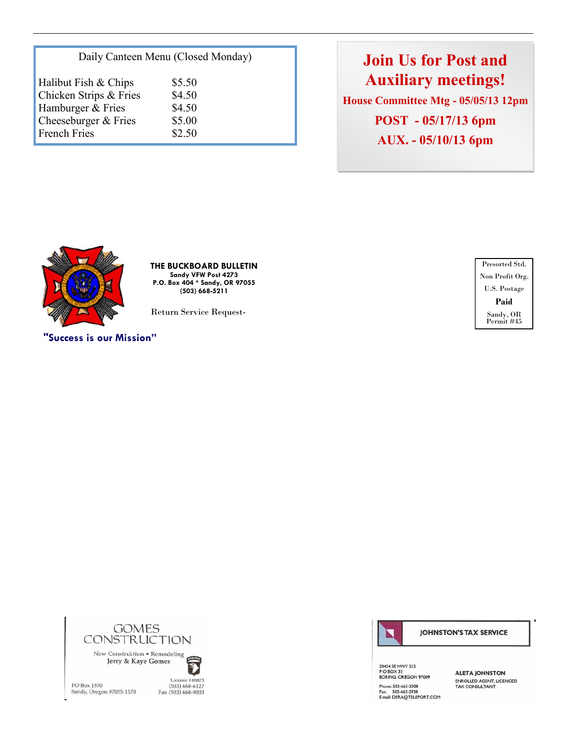Daily Canteen Menu (Closed Monday)

| | |
|---|---|
| Halibut Fish & Chips | $5.50 |
| Chicken Strips & Fries | $4.50 |
| Hamburger & Fries | $4.50 |
| Cheeseburger & Fries | $5.00 |
| French Fries | $2.50 |

## Join Us for Post and Auxiliary meetings!

**House Committee Mtg - 05/05/13 12pm**

**POST - 05/17/13 6pm**

**AUX. - 05/10/13 6pm**

**THE BUCKBOARD BULLETIN**
Sandy VFW Post 4273
P.O. Box 404 * Sandy, OR 97055
(503) 668-5211

Return Service Request-

**"Success is our Mission"**

Presorted Std.
Non Profit Org.
U.S. Postage
**Paid**
Sandy, OR
Permit #45

GOMES CONSTRUCTION
New Construction • Remodeling
Jerry & Kaye Gomes
Licence # 60873
PO Box 1570
Sandy, Oregon 97055-1570
(503) 668-6127
Fax (503) 668-9003

JOHNSTON'S TAX SERVICE
28424 SE HWY 212
P O BOX 33
BORING, OREGON 97009
Phone: 503-663-3308
Fax: 503-663-2938
E-mail: DERA@TELEPORT.COM
ALETA JOHNSTON
ENROLLED AGENT, LICENCED TAX CONSULTANT